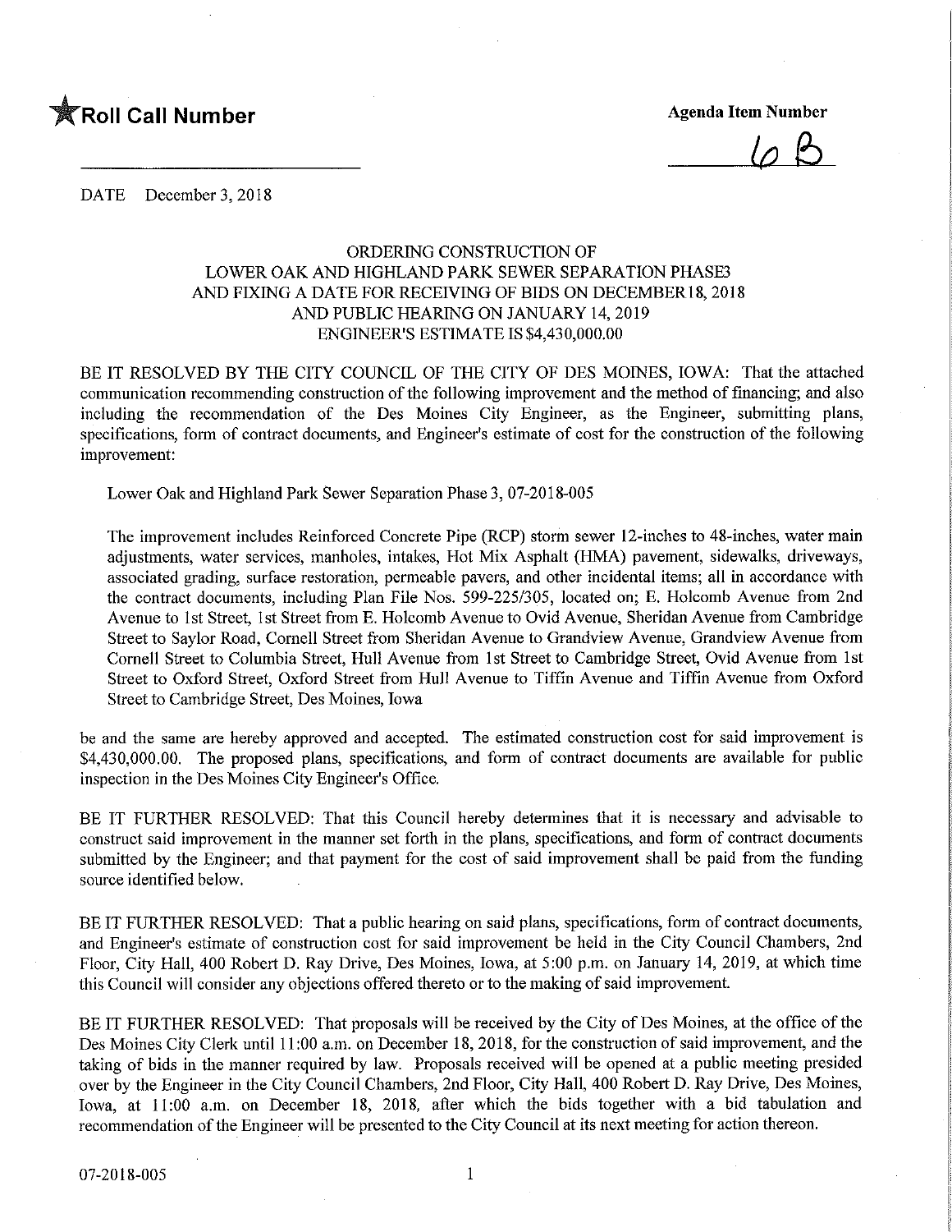★**Roll Call Number**

**Agenda Item Number**

6 B

DATE December 3, 2018

ORDERING CONSTRUCTION OF
LOWER OAK AND HIGHLAND PARK SEWER SEPARATION PHASE3
AND FIXING A DATE FOR RECEIVING OF BIDS ON DECEMBER 18, 2018
AND PUBLIC HEARING ON JANUARY 14, 2019
ENGINEER'S ESTIMATE IS $4,430,000.00

BE IT RESOLVED BY THE CITY COUNCIL OF THE CITY OF DES MOINES, IOWA: That the attached communication recommending construction of the following improvement and the method of financing; and also including the recommendation of the Des Moines City Engineer, as the Engineer, submitting plans, specifications, form of contract documents, and Engineer's estimate of cost for the construction of the following improvement:

Lower Oak and Highland Park Sewer Separation Phase 3, 07-2018-005

The improvement includes Reinforced Concrete Pipe (RCP) storm sewer 12-inches to 48-inches, water main adjustments, water services, manholes, intakes, Hot Mix Asphalt (HMA) pavement, sidewalks, driveways, associated grading, surface restoration, permeable pavers, and other incidental items; all in accordance with the contract documents, including Plan File Nos. 599-225/305, located on; E. Holcomb Avenue from 2nd Avenue to 1st Street, 1st Street from E. Holcomb Avenue to Ovid Avenue, Sheridan Avenue from Cambridge Street to Saylor Road, Cornell Street from Sheridan Avenue to Grandview Avenue, Grandview Avenue from Cornell Street to Columbia Street, Hull Avenue from 1st Street to Cambridge Street, Ovid Avenue from 1st Street to Oxford Street, Oxford Street from Hull Avenue to Tiffin Avenue and Tiffin Avenue from Oxford Street to Cambridge Street, Des Moines, Iowa

be and the same are hereby approved and accepted. The estimated construction cost for said improvement is $4,430,000.00. The proposed plans, specifications, and form of contract documents are available for public inspection in the Des Moines City Engineer's Office.

BE IT FURTHER RESOLVED: That this Council hereby determines that it is necessary and advisable to construct said improvement in the manner set forth in the plans, specifications, and form of contract documents submitted by the Engineer; and that payment for the cost of said improvement shall be paid from the funding source identified below.

BE IT FURTHER RESOLVED: That a public hearing on said plans, specifications, form of contract documents, and Engineer's estimate of construction cost for said improvement be held in the City Council Chambers, 2nd Floor, City Hall, 400 Robert D. Ray Drive, Des Moines, Iowa, at 5:00 p.m. on January 14, 2019, at which time this Council will consider any objections offered thereto or to the making of said improvement.

BE IT FURTHER RESOLVED: That proposals will be received by the City of Des Moines, at the office of the Des Moines City Clerk until 11:00 a.m. on December 18, 2018, for the construction of said improvement, and the taking of bids in the manner required by law. Proposals received will be opened at a public meeting presided over by the Engineer in the City Council Chambers, 2nd Floor, City Hall, 400 Robert D. Ray Drive, Des Moines, Iowa, at 11:00 a.m. on December 18, 2018, after which the bids together with a bid tabulation and recommendation of the Engineer will be presented to the City Council at its next meeting for action thereon.

07-2018-005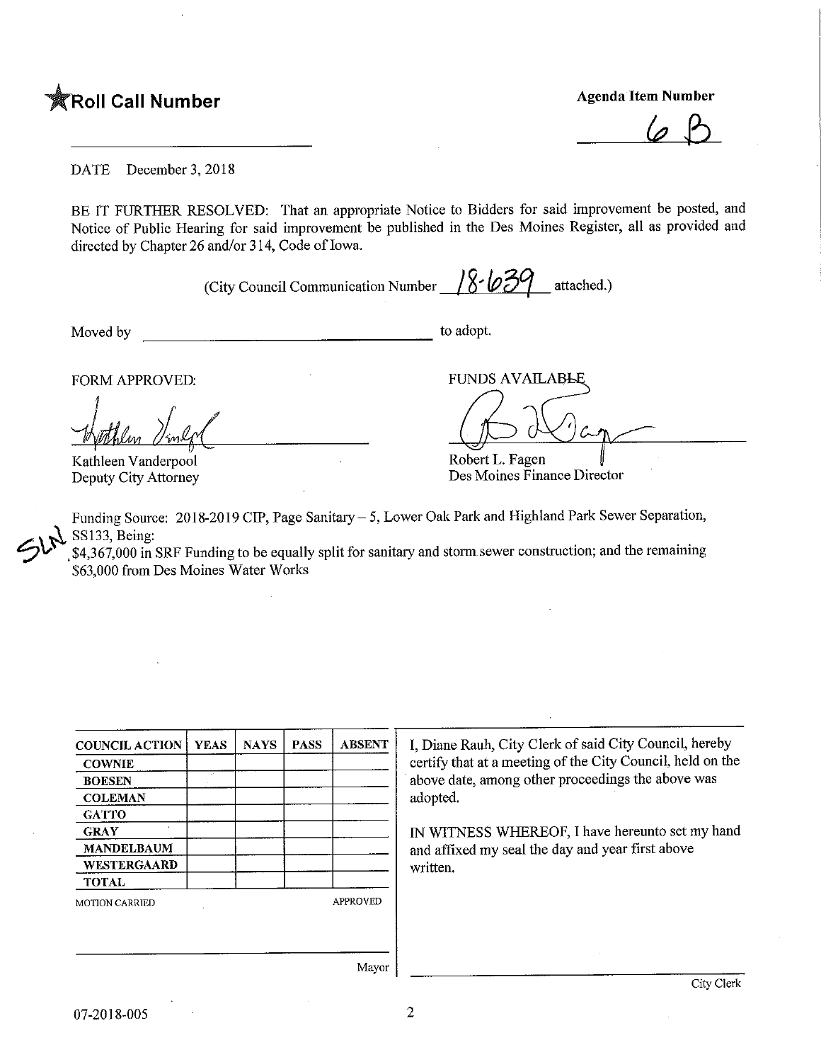★**Roll Call Number**

**Agenda Item Number**

6 B

DATE December 3, 2018

BE IT FURTHER RESOLVED: That an appropriate Notice to Bidders for said improvement be posted, and Notice of Public Hearing for said improvement be published in the Des Moines Register, all as provided and directed by Chapter 26 and/or 314, Code of Iowa.

(City Council Communication Number 18-639 attached.)

Moved by ______________________ to adopt.

FORM APPROVED:

Kathleen Vanderpool
Deputy City Attorney

FUNDS AVAILABLE

Robert L. Fagen
Des Moines Finance Director

Funding Source: 2018-2019 CIP, Page Sanitary – 5, Lower Oak Park and Highland Park Sewer Separation, SS133, Being:
$4,367,000 in SRF Funding to be equally split for sanitary and storm sewer construction; and the remaining $63,000 from Des Moines Water Works

| COUNCIL ACTION | YEAS | NAYS | PASS | ABSENT |
|---|---|---|---|---|
| COWNIE | | | | |
| BOESEN | | | | |
| COLEMAN | | | | |
| GATTO | | | | |
| GRAY | | | | |
| MANDELBAUM | | | | |
| WESTERGAARD | | | | |
| TOTAL | | | | |

MOTION CARRIED APPROVED

Mayor

I, Diane Rauh, City Clerk of said City Council, hereby certify that at a meeting of the City Council, held on the above date, among other proceedings the above was adopted.

IN WITNESS WHEREOF, I have hereunto set my hand and affixed my seal the day and year first above written.

City Clerk

07-2018-005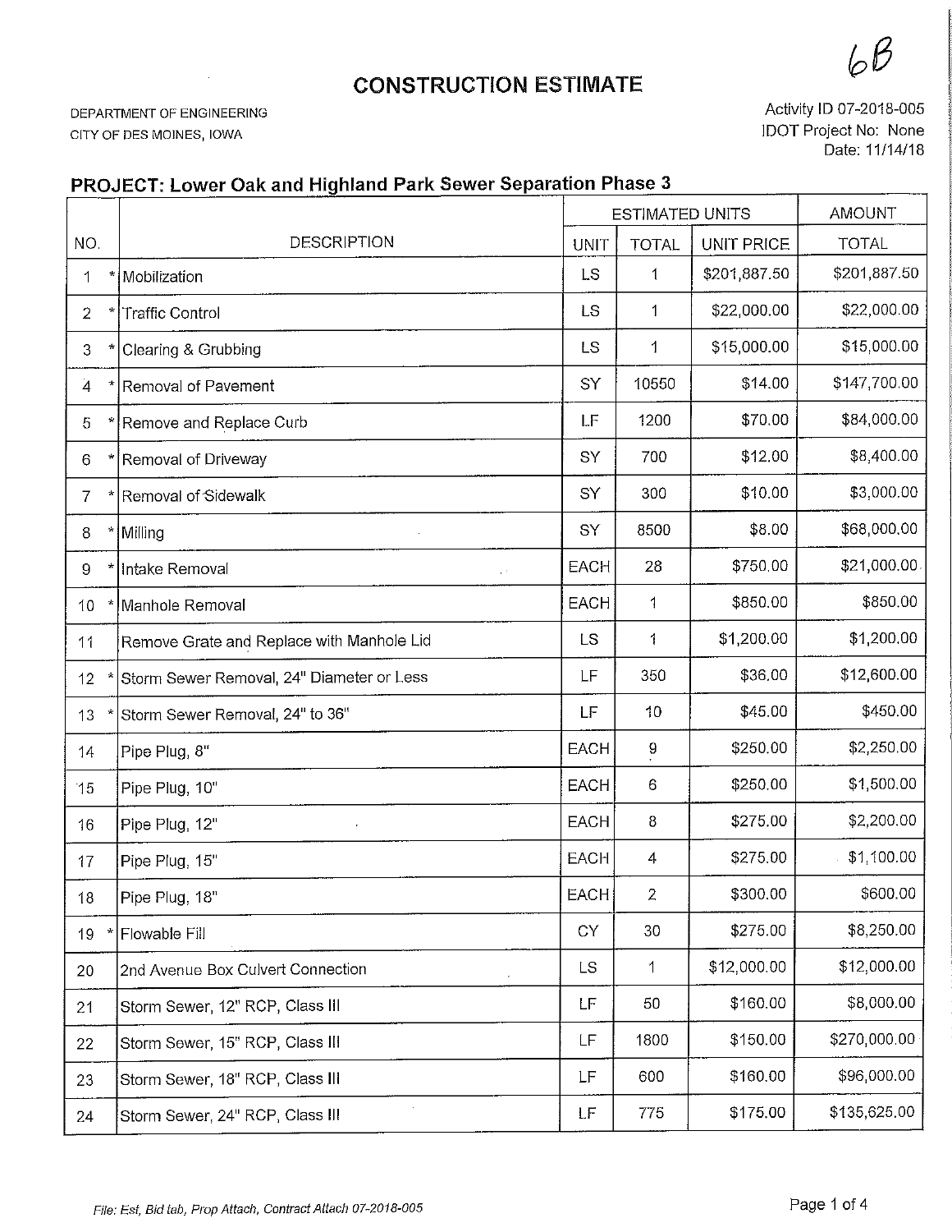6B

# CONSTRUCTION ESTIMATE

DEPARTMENT OF ENGINEERING
CITY OF DES MOINES, IOWA

Activity ID 07-2018-005
IDOT Project No: None
Date: 11/14/18

## PROJECT: Lower Oak and Highland Park Sewer Separation Phase 3

| NO. | DESCRIPTION | ESTIMATED UNITS | | | AMOUNT |
|---|---|---|---|---|---|
| | | UNIT | TOTAL | UNIT PRICE | TOTAL |
| 1 * | Mobilization | LS | 1 | $201,887.50 | $201,887.50 |
| 2 * | Traffic Control | LS | 1 | $22,000.00 | $22,000.00 |
| 3 * | Clearing & Grubbing | LS | 1 | $15,000.00 | $15,000.00 |
| 4 * | Removal of Pavement | SY | 10550 | $14.00 | $147,700.00 |
| 5 * | Remove and Replace Curb | LF | 1200 | $70.00 | $84,000.00 |
| 6 * | Removal of Driveway | SY | 700 | $12.00 | $8,400.00 |
| 7 * | Removal of Sidewalk | SY | 300 | $10.00 | $3,000.00 |
| 8 * | Milling | SY | 8500 | $8.00 | $68,000.00 |
| 9 * | Intake Removal | EACH | 28 | $750.00 | $21,000.00 |
| 10 * | Manhole Removal | EACH | 1 | $850.00 | $850.00 |
| 11 | Remove Grate and Replace with Manhole Lid | LS | 1 | $1,200.00 | $1,200.00 |
| 12 * | Storm Sewer Removal, 24" Diameter or Less | LF | 350 | $36.00 | $12,600.00 |
| 13 * | Storm Sewer Removal, 24" to 36" | LF | 10 | $45.00 | $450.00 |
| 14 | Pipe Plug, 8" | EACH | 9 | $250.00 | $2,250.00 |
| 15 | Pipe Plug, 10" | EACH | 6 | $250.00 | $1,500.00 |
| 16 | Pipe Plug, 12" | EACH | 8 | $275.00 | $2,200.00 |
| 17 | Pipe Plug, 15" | EACH | 4 | $275.00 | $1,100.00 |
| 18 | Pipe Plug, 18" | EACH | 2 | $300.00 | $600.00 |
| 19 * | Flowable Fill | CY | 30 | $275.00 | $8,250.00 |
| 20 | 2nd Avenue Box Culvert Connection | LS | 1 | $12,000.00 | $12,000.00 |
| 21 | Storm Sewer, 12" RCP, Class III | LF | 50 | $160.00 | $8,000.00 |
| 22 | Storm Sewer, 15" RCP, Class III | LF | 1800 | $150.00 | $270,000.00 |
| 23 | Storm Sewer, 18" RCP, Class III | LF | 600 | $160.00 | $96,000.00 |
| 24 | Storm Sewer, 24" RCP, Class III | LF | 775 | $175.00 | $135,625.00 |

*File: Est, Bid tab, Prop Attach, Contract Attach 07-2018-005*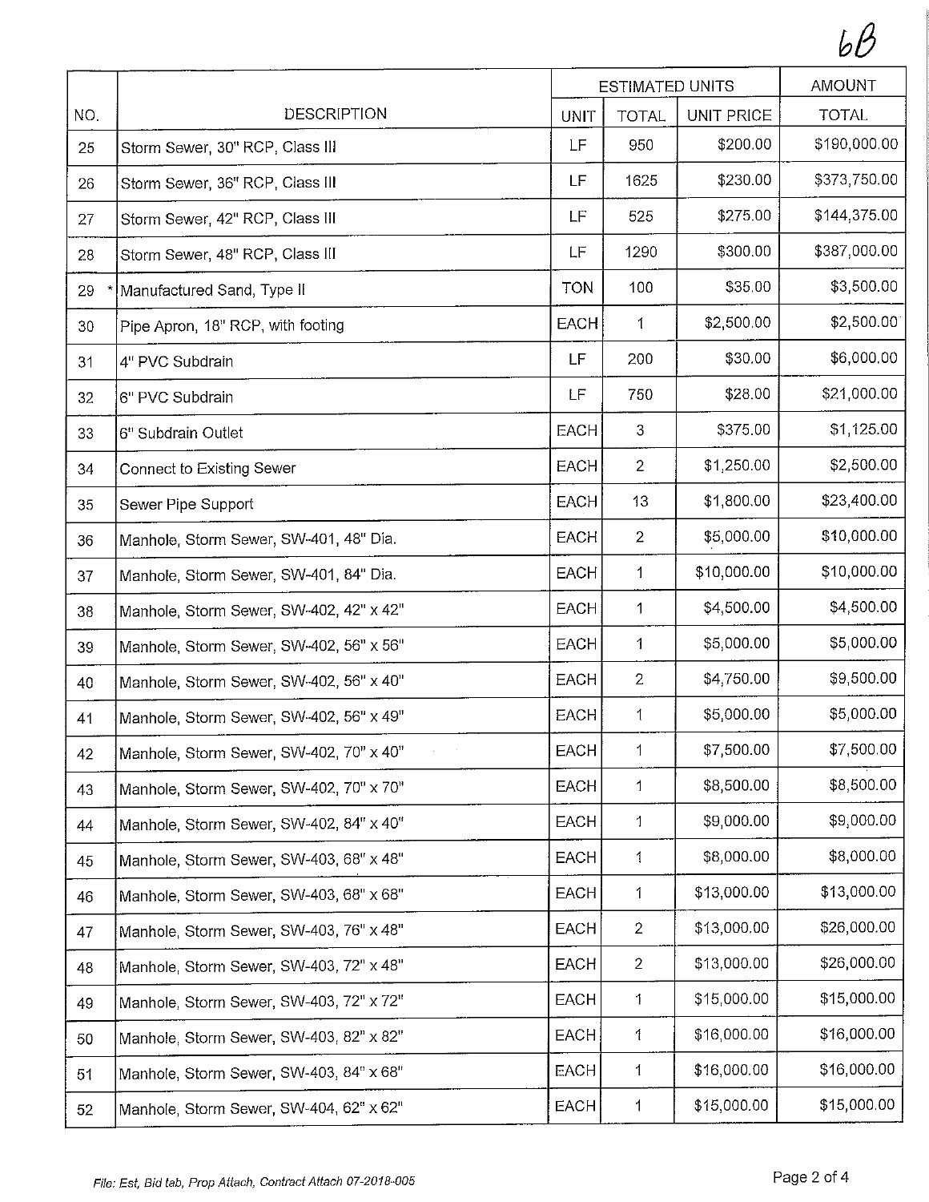6B

| NO. | DESCRIPTION | ESTIMATED UNITS | | | AMOUNT |
|---|---|---|---|---|---|
| | | UNIT | TOTAL | UNIT PRICE | TOTAL |
| 25 | Storm Sewer, 30" RCP, Class III | LF | 950 | $200.00 | $190,000.00 |
| 26 | Storm Sewer, 36" RCP, Class III | LF | 1625 | $230.00 | $373,750.00 |
| 27 | Storm Sewer, 42" RCP, Class III | LF | 525 | $275.00 | $144,375.00 |
| 28 | Storm Sewer, 48" RCP, Class III | LF | 1290 | $300.00 | $387,000.00 |
| 29 * | Manufactured Sand, Type II | TON | 100 | $35.00 | $3,500.00 |
| 30 | Pipe Apron, 18" RCP, with footing | EACH | 1 | $2,500.00 | $2,500.00 |
| 31 | 4" PVC Subdrain | LF | 200 | $30.00 | $6,000.00 |
| 32 | 6" PVC Subdrain | LF | 750 | $28.00 | $21,000.00 |
| 33 | 6" Subdrain Outlet | EACH | 3 | $375.00 | $1,125.00 |
| 34 | Connect to Existing Sewer | EACH | 2 | $1,250.00 | $2,500.00 |
| 35 | Sewer Pipe Support | EACH | 13 | $1,800.00 | $23,400.00 |
| 36 | Manhole, Storm Sewer, SW-401, 48" Dia. | EACH | 2 | $5,000.00 | $10,000.00 |
| 37 | Manhole, Storm Sewer, SW-401, 84" Dia. | EACH | 1 | $10,000.00 | $10,000.00 |
| 38 | Manhole, Storm Sewer, SW-402, 42" x 42" | EACH | 1 | $4,500.00 | $4,500.00 |
| 39 | Manhole, Storm Sewer, SW-402, 56" x 56" | EACH | 1 | $5,000.00 | $5,000.00 |
| 40 | Manhole, Storm Sewer, SW-402, 56" x 40" | EACH | 2 | $4,750.00 | $9,500.00 |
| 41 | Manhole, Storm Sewer, SW-402, 56" x 49" | EACH | 1 | $5,000.00 | $5,000.00 |
| 42 | Manhole, Storm Sewer, SW-402, 70" x 40" | EACH | 1 | $7,500.00 | $7,500.00 |
| 43 | Manhole, Storm Sewer, SW-402, 70" x 70" | EACH | 1 | $8,500.00 | $8,500.00 |
| 44 | Manhole, Storm Sewer, SW-402, 84" x 40" | EACH | 1 | $9,000.00 | $9,000.00 |
| 45 | Manhole, Storm Sewer, SW-403, 68" x 48" | EACH | 1 | $8,000.00 | $8,000.00 |
| 46 | Manhole, Storm Sewer, SW-403, 68" x 68" | EACH | 1 | $13,000.00 | $13,000.00 |
| 47 | Manhole, Storm Sewer, SW-403, 76" x 48" | EACH | 2 | $13,000.00 | $26,000.00 |
| 48 | Manhole, Storm Sewer, SW-403, 72" x 48" | EACH | 2 | $13,000.00 | $26,000.00 |
| 49 | Manhole, Storm Sewer, SW-403, 72" x 72" | EACH | 1 | $15,000.00 | $15,000.00 |
| 50 | Manhole, Storm Sewer, SW-403, 82" x 82" | EACH | 1 | $16,000.00 | $16,000.00 |
| 51 | Manhole, Storm Sewer, SW-403, 84" x 68" | EACH | 1 | $16,000.00 | $16,000.00 |
| 52 | Manhole, Storm Sewer, SW-404, 62" x 62" | EACH | 1 | $15,000.00 | $15,000.00 |

*File: Est, Bid tab, Prop Attach, Contract Attach 07-2018-005*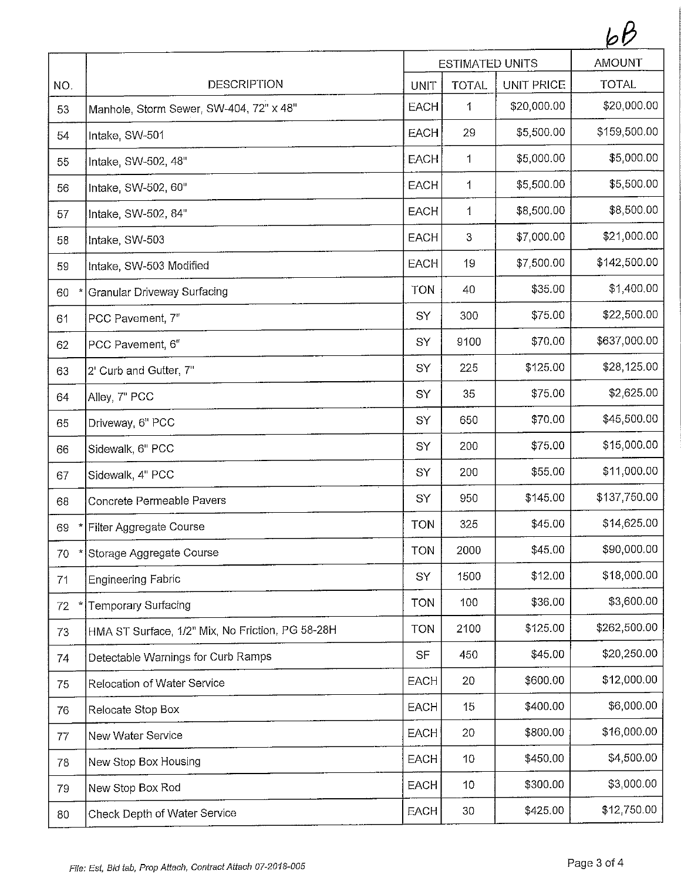6B

| NO. | DESCRIPTION | ESTIMATED UNITS | | | AMOUNT |
|---|---|---|---|---|---|
| | | UNIT | TOTAL | UNIT PRICE | TOTAL |
| 53 | Manhole, Storm Sewer, SW-404, 72" x 48" | EACH | 1 | $20,000.00 | $20,000.00 |
| 54 | Intake, SW-501 | EACH | 29 | $5,500.00 | $159,500.00 |
| 55 | Intake, SW-502, 48" | EACH | 1 | $5,000.00 | $5,000.00 |
| 56 | Intake, SW-502, 60" | EACH | 1 | $5,500.00 | $5,500.00 |
| 57 | Intake, SW-502, 84" | EACH | 1 | $8,500.00 | $8,500.00 |
| 58 | Intake, SW-503 | EACH | 3 | $7,000.00 | $21,000.00 |
| 59 | Intake, SW-503 Modified | EACH | 19 | $7,500.00 | $142,500.00 |
| 60 * | Granular Driveway Surfacing | TON | 40 | $35.00 | $1,400.00 |
| 61 | PCC Pavement, 7" | SY | 300 | $75.00 | $22,500.00 |
| 62 | PCC Pavement, 6" | SY | 9100 | $70.00 | $637,000.00 |
| 63 | 2' Curb and Gutter, 7" | SY | 225 | $125.00 | $28,125.00 |
| 64 | Alley, 7" PCC | SY | 35 | $75.00 | $2,625.00 |
| 65 | Driveway, 6" PCC | SY | 650 | $70.00 | $45,500.00 |
| 66 | Sidewalk, 6" PCC | SY | 200 | $75.00 | $15,000.00 |
| 67 | Sidewalk, 4" PCC | SY | 200 | $55.00 | $11,000.00 |
| 68 | Concrete Permeable Pavers | SY | 950 | $145.00 | $137,750.00 |
| 69 * | Filter Aggregate Course | TON | 325 | $45.00 | $14,625.00 |
| 70 * | Storage Aggregate Course | TON | 2000 | $45.00 | $90,000.00 |
| 71 | Engineering Fabric | SY | 1500 | $12.00 | $18,000.00 |
| 72 * | Temporary Surfacing | TON | 100 | $36.00 | $3,600.00 |
| 73 | HMA ST Surface, 1/2" Mix, No Friction, PG 58-28H | TON | 2100 | $125.00 | $262,500.00 |
| 74 | Detectable Warnings for Curb Ramps | SF | 450 | $45.00 | $20,250.00 |
| 75 | Relocation of Water Service | EACH | 20 | $600.00 | $12,000.00 |
| 76 | Relocate Stop Box | EACH | 15 | $400.00 | $6,000.00 |
| 77 | New Water Service | EACH | 20 | $800.00 | $16,000.00 |
| 78 | New Stop Box Housing | EACH | 10 | $450.00 | $4,500.00 |
| 79 | New Stop Box Rod | EACH | 10 | $300.00 | $3,000.00 |
| 80 | Check Depth of Water Service | EACH | 30 | $425.00 | $12,750.00 |

*File: Est, Bid tab, Prop Attach, Contract Attach 07-2018-005*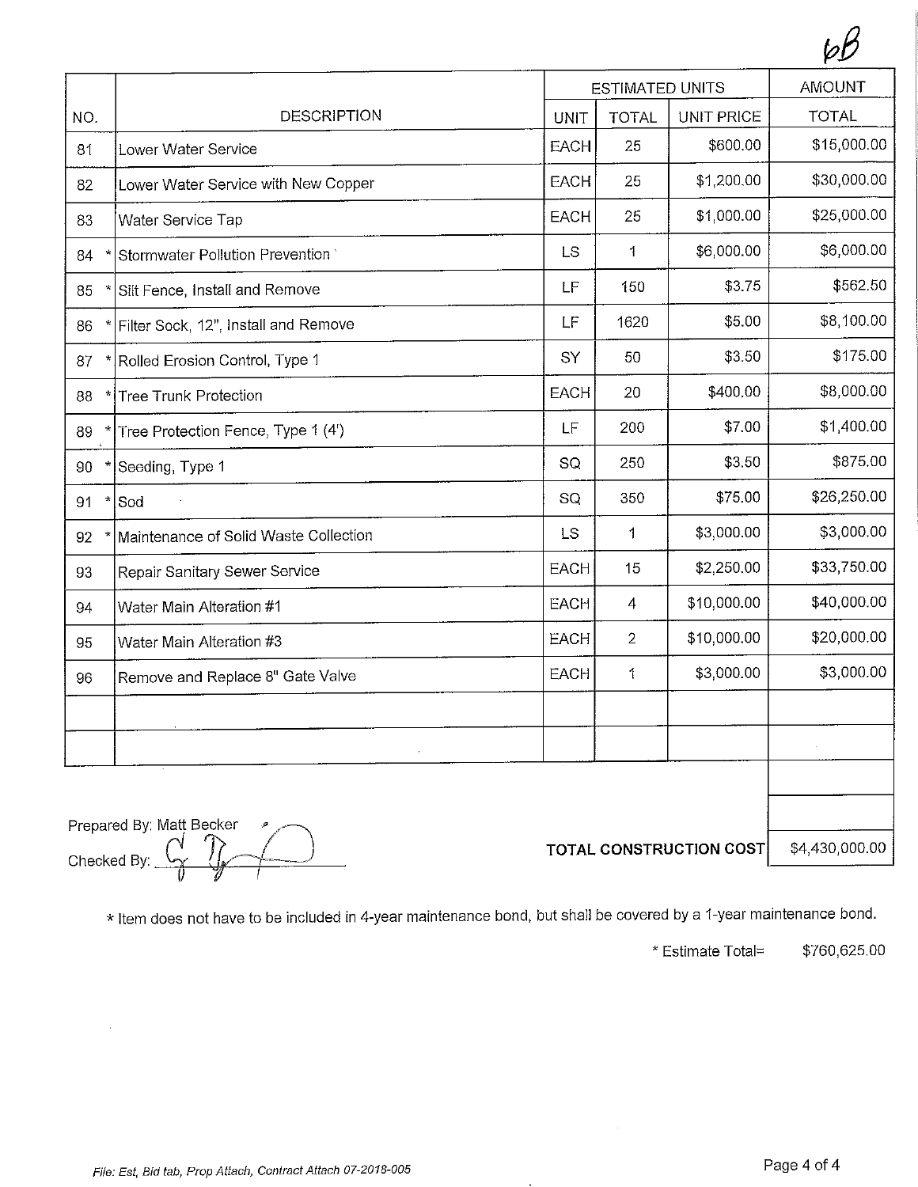6B

| NO. | DESCRIPTION | ESTIMATED UNITS | | | AMOUNT |
|---|---|---|---|---|---|
| | | UNIT | TOTAL | UNIT PRICE | TOTAL |
| 81 | Lower Water Service | EACH | 25 | $600.00 | $15,000.00 |
| 82 | Lower Water Service with New Copper | EACH | 25 | $1,200.00 | $30,000.00 |
| 83 | Water Service Tap | EACH | 25 | $1,000.00 | $25,000.00 |
| 84 * | Stormwater Pollution Prevention | LS | 1 | $6,000.00 | $6,000.00 |
| 85 * | Silt Fence, Install and Remove | LF | 150 | $3.75 | $562.50 |
| 86 * | Filter Sock, 12", Install and Remove | LF | 1620 | $5.00 | $8,100.00 |
| 87 * | Rolled Erosion Control, Type 1 | SY | 50 | $3.50 | $175.00 |
| 88 * | Tree Trunk Protection | EACH | 20 | $400.00 | $8,000.00 |
| 89 * | Tree Protection Fence, Type 1 (4') | LF | 200 | $7.00 | $1,400.00 |
| 90 * | Seeding, Type 1 | SQ | 250 | $3.50 | $875.00 |
| 91 * | Sod | SQ | 350 | $75.00 | $26,250.00 |
| 92 * | Maintenance of Solid Waste Collection | LS | 1 | $3,000.00 | $3,000.00 |
| 93 | Repair Sanitary Sewer Service | EACH | 15 | $2,250.00 | $33,750.00 |
| 94 | Water Main Alteration #1 | EACH | 4 | $10,000.00 | $40,000.00 |
| 95 | Water Main Alteration #3 | EACH | 2 | $10,000.00 | $20,000.00 |
| 96 | Remove and Replace 8" Gate Valve | EACH | 1 | $3,000.00 | $3,000.00 |
| | | | | | |
| | | | | | |

Prepared By: Matt Becker

Checked By: [signature]

**TOTAL CONSTRUCTION COST** $4,430,000.00

* Item does not have to be included in 4-year maintenance bond, but shall be covered by a 1-year maintenance bond.

* Estimate Total= $760,625.00

*File: Est, Bid tab, Prop Attach, Contract Attach 07-2018-005*